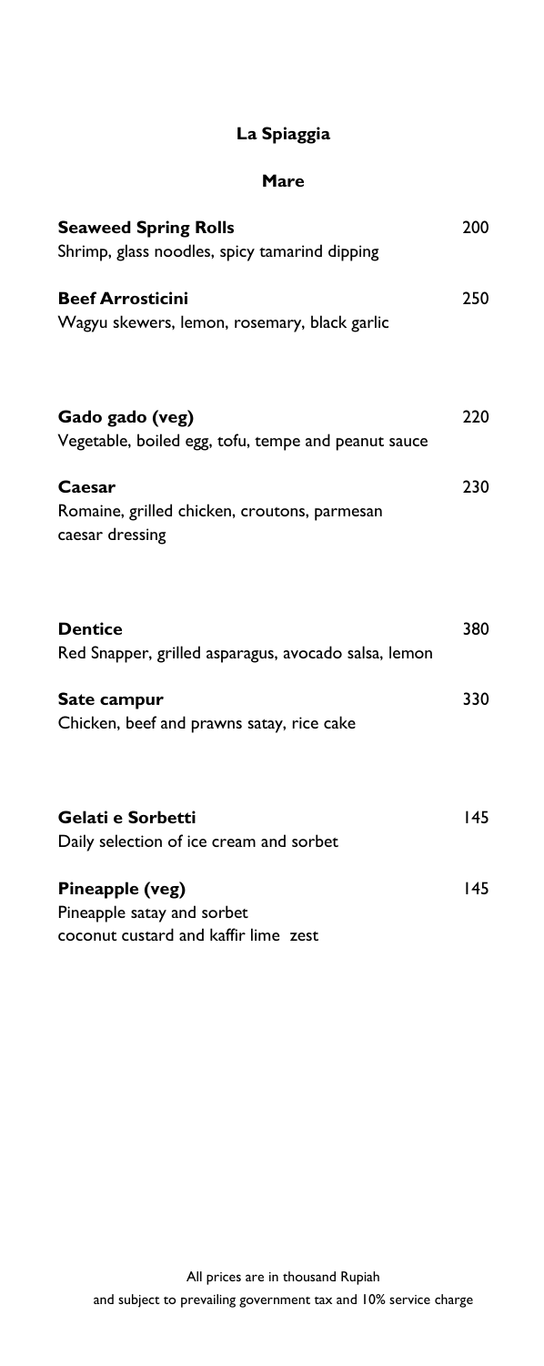# La Spiaggia

## Mare

**Seaweed Spring Rolls** 200
Shrimp, glass noodles, spicy tamarind dipping

**Beef Arrosticini** 250
Wagyu skewers, lemon, rosemary, black garlic

**Gado gado (veg)** 220
Vegetable, boiled egg, tofu, tempe and peanut sauce

**Caesar** 230
Romaine, grilled chicken, croutons, parmesan
caesar dressing

**Dentice** 380
Red Snapper, grilled asparagus, avocado salsa, lemon

**Sate campur** 330
Chicken, beef and prawns satay, rice cake

**Gelati e Sorbetti** 145
Daily selection of ice cream and sorbet

**Pineapple (veg)** 145
Pineapple satay and sorbet
coconut custard and kaffir lime zest

All prices are in thousand Rupiah
and subject to prevailing government tax and 10% service charge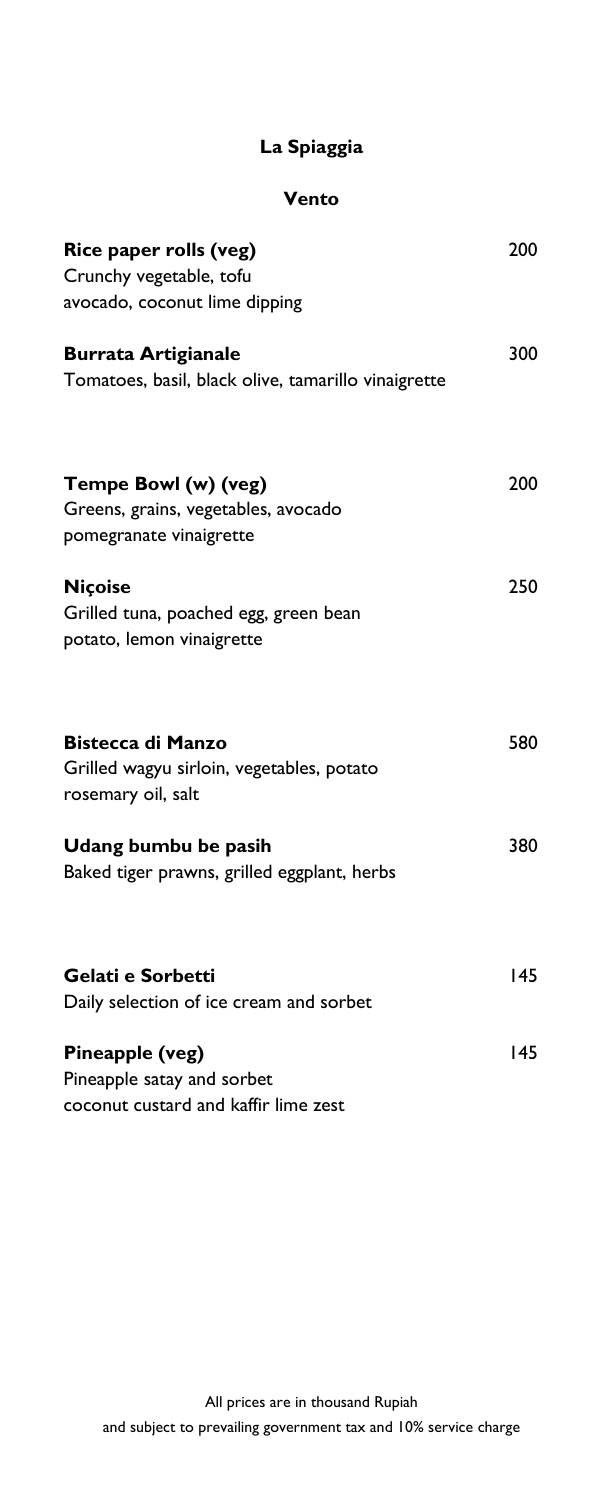# La Spiaggia

## Vento

**Rice paper rolls (veg)** 200
Crunchy vegetable, tofu
avocado, coconut lime dipping

**Burrata Artigianale** 300
Tomatoes, basil, black olive, tamarillo vinaigrette

**Tempe Bowl (w) (veg)** 200
Greens, grains, vegetables, avocado
pomegranate vinaigrette

**Niçoise** 250
Grilled tuna, poached egg, green bean
potato, lemon vinaigrette

**Bistecca di Manzo** 580
Grilled wagyu sirloin, vegetables, potato
rosemary oil, salt

**Udang bumbu be pasih** 380
Baked tiger prawns, grilled eggplant, herbs

**Gelati e Sorbetti** 145
Daily selection of ice cream and sorbet

**Pineapple (veg)** 145
Pineapple satay and sorbet
coconut custard and kaffir lime zest

All prices are in thousand Rupiah
and subject to prevailing government tax and 10% service charge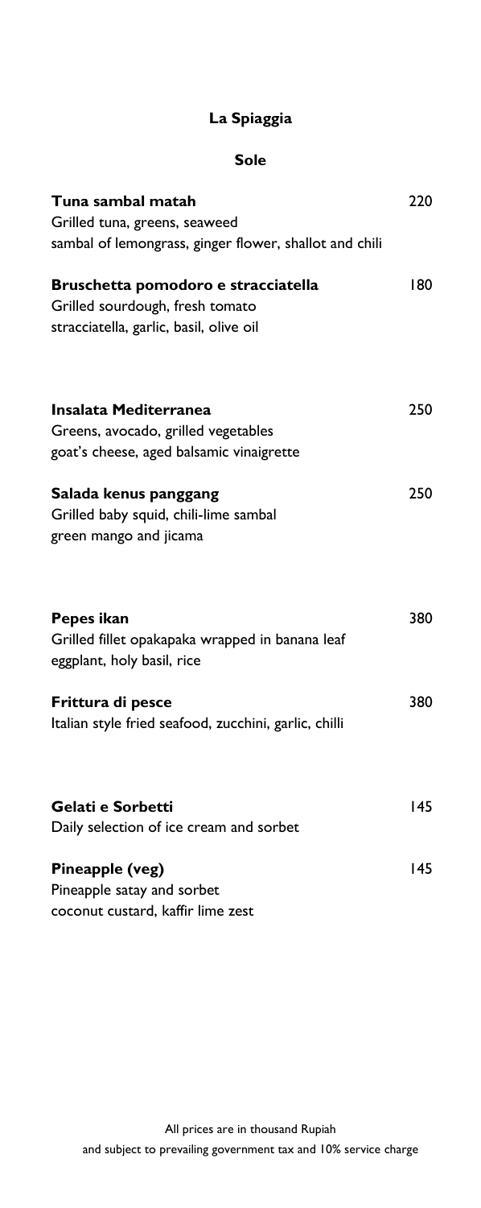# La Spiaggia

## Sole

**Tuna sambal matah** 220
Grilled tuna, greens, seaweed
sambal of lemongrass, ginger flower, shallot and chili

**Bruschetta pomodoro e stracciatella** 180
Grilled sourdough, fresh tomato
stracciatella, garlic, basil, olive oil

**Insalata Mediterranea** 250
Greens, avocado, grilled vegetables
goat's cheese, aged balsamic vinaigrette

**Salada kenus panggang** 250
Grilled baby squid, chili-lime sambal
green mango and jicama

**Pepes ikan** 380
Grilled fillet opakapaka wrapped in banana leaf
eggplant, holy basil, rice

**Frittura di pesce** 380
Italian style fried seafood, zucchini, garlic, chilli

**Gelati e Sorbetti** 145
Daily selection of ice cream and sorbet

**Pineapple (veg)** 145
Pineapple satay and sorbet
coconut custard, kaffir lime zest

All prices are in thousand Rupiah
and subject to prevailing government tax and 10% service charge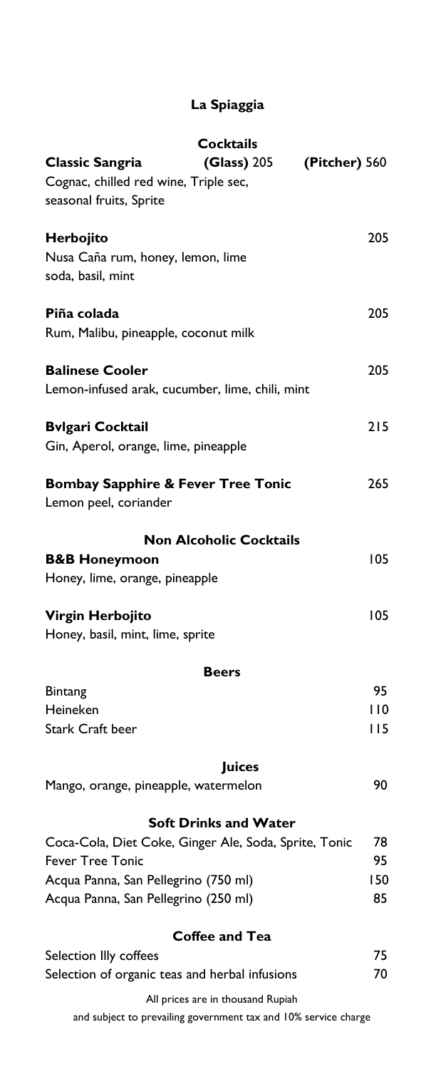# La Spiaggia

## Cocktails

**Classic Sangria** **(Glass)** 205 **(Pitcher)** 560
Cognac, chilled red wine, Triple sec, seasonal fruits, Sprite

**Herbojito** 205
Nusa Caña rum, honey, lemon, lime soda, basil, mint

**Piña colada** 205
Rum, Malibu, pineapple, coconut milk

**Balinese Cooler** 205
Lemon-infused arak, cucumber, lime, chili, mint

**Bvlgari Cocktail** 215
Gin, Aperol, orange, lime, pineapple

**Bombay Sapphire & Fever Tree Tonic** 265
Lemon peel, coriander

## Non Alcoholic Cocktails

**B&B Honeymoon** 105
Honey, lime, orange, pineapple

**Virgin Herbojito** 105
Honey, basil, mint, lime, sprite

## Beers

| | |
|---|---|
| Bintang | 95 |
| Heineken | 110 |
| Stark Craft beer | 115 |

## Juices

| | |
|---|---|
| Mango, orange, pineapple, watermelon | 90 |

## Soft Drinks and Water

| | |
|---|---|
| Coca-Cola, Diet Coke, Ginger Ale, Soda, Sprite, Tonic | 78 |
| Fever Tree Tonic | 95 |
| Acqua Panna, San Pellegrino (750 ml) | 150 |
| Acqua Panna, San Pellegrino (250 ml) | 85 |

## Coffee and Tea

| | |
|---|---|
| Selection Illy coffees | 75 |
| Selection of organic teas and herbal infusions | 70 |

All prices are in thousand Rupiah
and subject to prevailing government tax and 10% service charge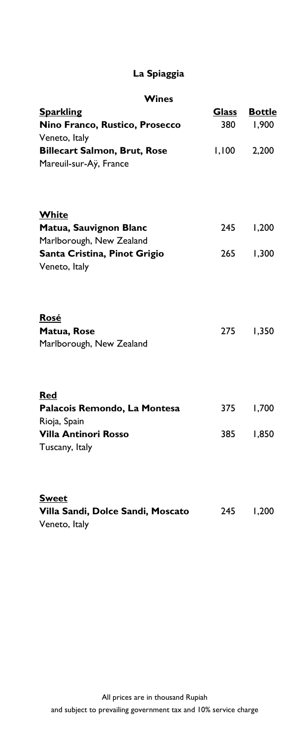# La Spiaggia

## Wines

| Sparkling | Glass | Bottle |
|---|---|---|
| **Nino Franco, Rustico, Prosecco**<br>Veneto, Italy | 380 | 1,900 |
| **Billecart Salmon, Brut, Rose**<br>Mareuil-sur-Aÿ, France | 1,100 | 2,200 |

| White | | |
|---|---|---|
| **Matua, Sauvignon Blanc**<br>Marlborough, New Zealand | 245 | 1,200 |
| **Santa Cristina, Pinot Grigio**<br>Veneto, Italy | 265 | 1,300 |

| Rosé | | |
|---|---|---|
| **Matua, Rose**<br>Marlborough, New Zealand | 275 | 1,350 |

| Red | | |
|---|---|---|
| **Palacois Remondo, La Montesa**<br>Rioja, Spain | 375 | 1,700 |
| **Villa Antinori Rosso**<br>Tuscany, Italy | 385 | 1,850 |

| Sweet | | |
|---|---|---|
| **Villa Sandi, Dolce Sandi, Moscato**<br>Veneto, Italy | 245 | 1,200 |

All prices are in thousand Rupiah
and subject to prevailing government tax and 10% service charge